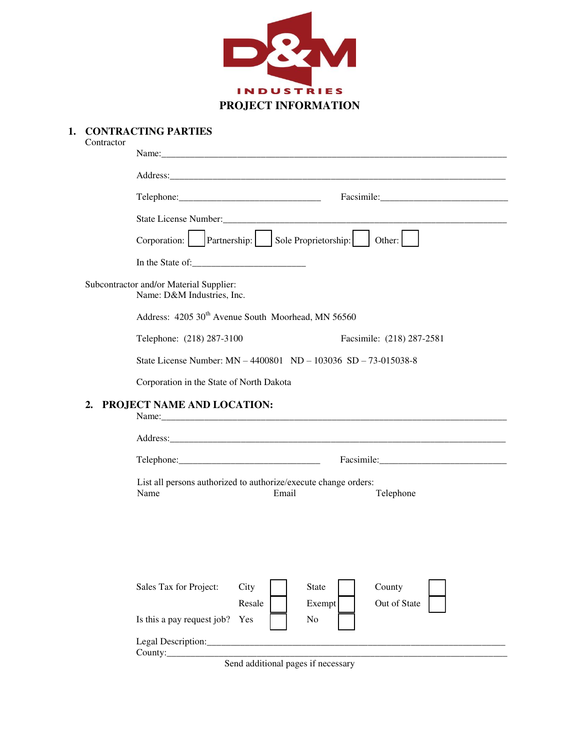D&M INDUSTRIES

# PROJECT INFORMATION

## 1. CONTRACTING PARTIES

Contractor

Name:______________________________________________________________________

Address:_____________________________________________________________________

Telephone:______________________________ Facsimile:___________________________

State License Number:_________________________________________________________

Corporation: ☐ Partnership: ☐ Sole Proprietorship: ☐ Other: ☐

In the State of:________________________

Subcontractor and/or Material Supplier:

Name: D&M Industries, Inc.

Address: 4205 30th Avenue South Moorhead, MN 56560

Telephone: (218) 287-3100 Facsimile: (218) 287-2581

State License Number: MN – 4400801 ND – 103036 SD – 73-015038-8

Corporation in the State of North Dakota

## 2. PROJECT NAME AND LOCATION:

Name:______________________________________________________________________

Address:_____________________________________________________________________

Telephone:______________________________ Facsimile:___________________________

List all persons authorized to authorize/execute change orders:

| Name | Email | Telephone |
|---|---|---|
| | | |

| Sales Tax for Project: | City ☐ | State ☐ | County ☐ |
|---|---|---|---|
| | Resale ☐ | Exempt ☐ | Out of State ☐ |
| Is this a pay request job? | Yes ☐ | No ☐ | |

Legal Description:_________________________________________________________________

County:______________________________________________________________________

Send additional pages if necessary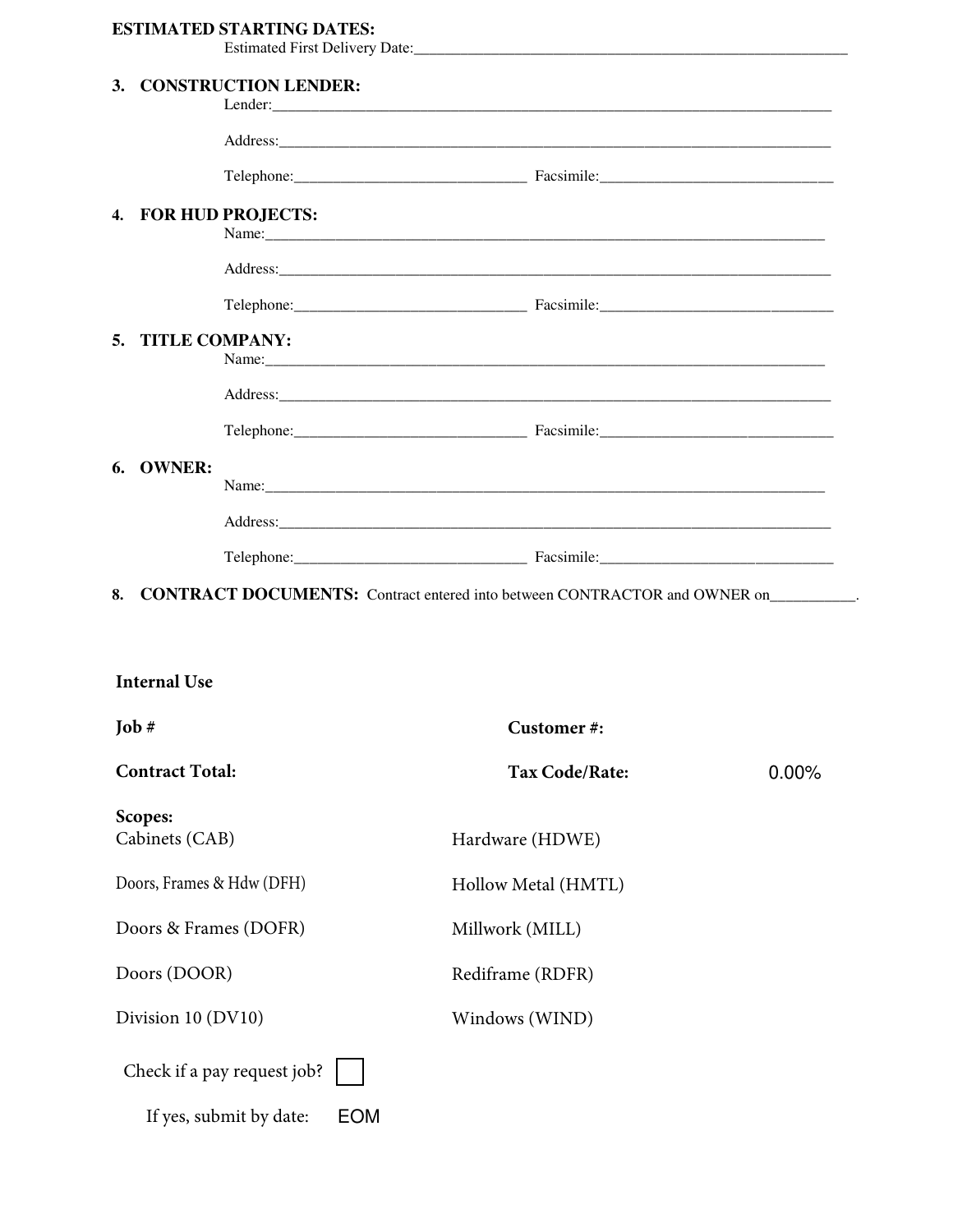**ESTIMATED STARTING DATES:**

Estimated First Delivery Date:______________________________________________________

**3. CONSTRUCTION LENDER:**

Lender:__________________________________________________________________________

Address:_________________________________________________________________________

Telephone:_____________________________ Facsimile:_____________________________

**4. FOR HUD PROJECTS:**

Name:___________________________________________________________________________

Address:_________________________________________________________________________

Telephone:_____________________________ Facsimile:_____________________________

**5. TITLE COMPANY:**

Name:___________________________________________________________________________

Address:_________________________________________________________________________

Telephone:_____________________________ Facsimile:_____________________________

**6. OWNER:**

Name:___________________________________________________________________________

Address:_________________________________________________________________________

Telephone:_____________________________ Facsimile:_____________________________

**8. CONTRACT DOCUMENTS:** Contract entered into between CONTRACTOR and OWNER on___________.

**Internal Use**

**Job #** **Customer #:**

**Contract Total:** **Tax Code/Rate:** 0.00%

**Scopes:**

Cabinets (CAB)

Doors, Frames & Hdw (DFH)

Doors & Frames (DOFR)

Doors (DOOR)

Division 10 (DV10)

Hardware (HDWE)

Hollow Metal (HMTL)

Millwork (MILL)

Rediframe (RDFR)

Windows (WIND)

Check if a pay request job? ☐

If yes, submit by date: EOM